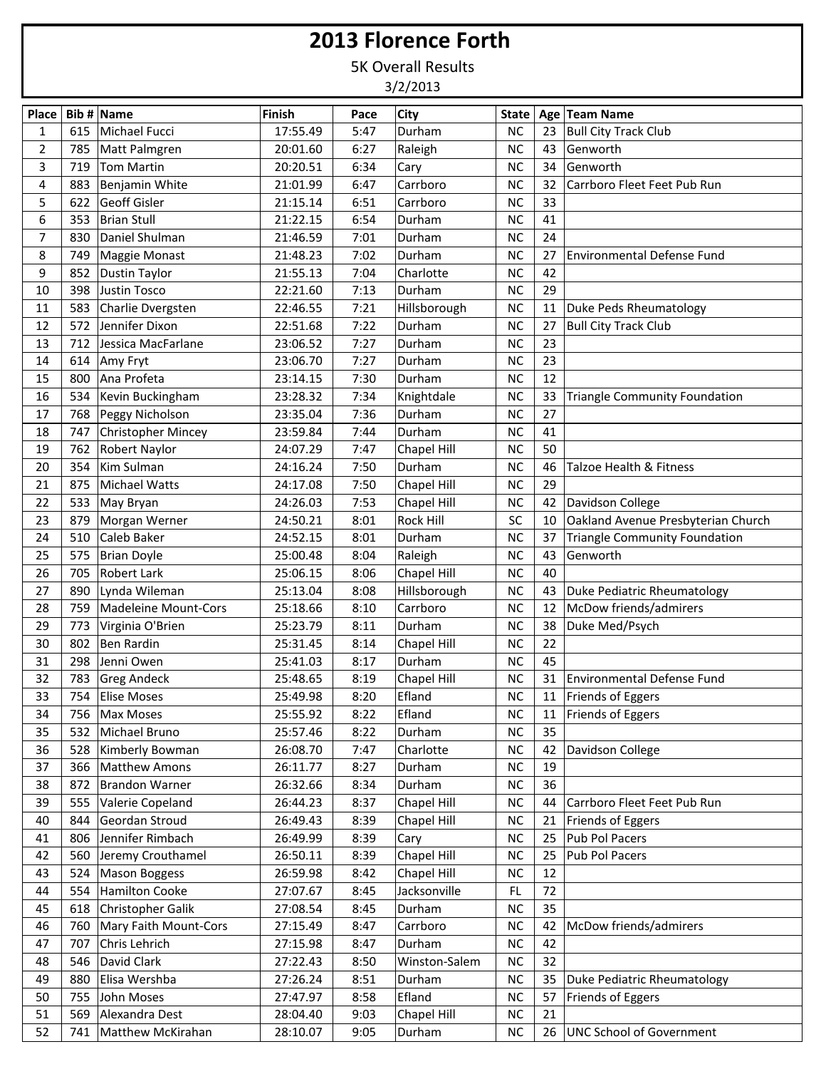# 2013 Florence Forth

5K Overall Results

3/2/2013

| Place | Bib # | Name | Finish | Pace | City | State | Age | Team Name |
|---|---|---|---|---|---|---|---|---|
| 1 | 615 | Michael Fucci | 17:55.49 | 5:47 | Durham | NC | 23 | Bull City Track Club |
| 2 | 785 | Matt Palmgren | 20:01.60 | 6:27 | Raleigh | NC | 43 | Genworth |
| 3 | 719 | Tom Martin | 20:20.51 | 6:34 | Cary | NC | 34 | Genworth |
| 4 | 883 | Benjamin White | 21:01.99 | 6:47 | Carrboro | NC | 32 | Carrboro Fleet Feet Pub Run |
| 5 | 622 | Geoff Gisler | 21:15.14 | 6:51 | Carrboro | NC | 33 | |
| 6 | 353 | Brian Stull | 21:22.15 | 6:54 | Durham | NC | 41 | |
| 7 | 830 | Daniel Shulman | 21:46.59 | 7:01 | Durham | NC | 24 | |
| 8 | 749 | Maggie Monast | 21:48.23 | 7:02 | Durham | NC | 27 | Environmental Defense Fund |
| 9 | 852 | Dustin Taylor | 21:55.13 | 7:04 | Charlotte | NC | 42 | |
| 10 | 398 | Justin Tosco | 22:21.60 | 7:13 | Durham | NC | 29 | |
| 11 | 583 | Charlie Dvergsten | 22:46.55 | 7:21 | Hillsborough | NC | 11 | Duke Peds Rheumatology |
| 12 | 572 | Jennifer Dixon | 22:51.68 | 7:22 | Durham | NC | 27 | Bull City Track Club |
| 13 | 712 | Jessica MacFarlane | 23:06.52 | 7:27 | Durham | NC | 23 | |
| 14 | 614 | Amy Fryt | 23:06.70 | 7:27 | Durham | NC | 23 | |
| 15 | 800 | Ana Profeta | 23:14.15 | 7:30 | Durham | NC | 12 | |
| 16 | 534 | Kevin Buckingham | 23:28.32 | 7:34 | Knightdale | NC | 33 | Triangle Community Foundation |
| 17 | 768 | Peggy Nicholson | 23:35.04 | 7:36 | Durham | NC | 27 | |
| 18 | 747 | Christopher Mincey | 23:59.84 | 7:44 | Durham | NC | 41 | |
| 19 | 762 | Robert Naylor | 24:07.29 | 7:47 | Chapel Hill | NC | 50 | |
| 20 | 354 | Kim Sulman | 24:16.24 | 7:50 | Durham | NC | 46 | Talzoe Health & Fitness |
| 21 | 875 | Michael Watts | 24:17.08 | 7:50 | Chapel Hill | NC | 29 | |
| 22 | 533 | May Bryan | 24:26.03 | 7:53 | Chapel Hill | NC | 42 | Davidson College |
| 23 | 879 | Morgan Werner | 24:50.21 | 8:01 | Rock Hill | SC | 10 | Oakland Avenue Presbyterian Church |
| 24 | 510 | Caleb Baker | 24:52.15 | 8:01 | Durham | NC | 37 | Triangle Community Foundation |
| 25 | 575 | Brian Doyle | 25:00.48 | 8:04 | Raleigh | NC | 43 | Genworth |
| 26 | 705 | Robert Lark | 25:06.15 | 8:06 | Chapel Hill | NC | 40 | |
| 27 | 890 | Lynda Wileman | 25:13.04 | 8:08 | Hillsborough | NC | 43 | Duke Pediatric Rheumatology |
| 28 | 759 | Madeleine Mount-Cors | 25:18.66 | 8:10 | Carrboro | NC | 12 | McDow friends/admirers |
| 29 | 773 | Virginia O'Brien | 25:23.79 | 8:11 | Durham | NC | 38 | Duke Med/Psych |
| 30 | 802 | Ben Rardin | 25:31.45 | 8:14 | Chapel Hill | NC | 22 | |
| 31 | 298 | Jenni Owen | 25:41.03 | 8:17 | Durham | NC | 45 | |
| 32 | 783 | Greg Andeck | 25:48.65 | 8:19 | Chapel Hill | NC | 31 | Environmental Defense Fund |
| 33 | 754 | Elise Moses | 25:49.98 | 8:20 | Efland | NC | 11 | Friends of Eggers |
| 34 | 756 | Max Moses | 25:55.92 | 8:22 | Efland | NC | 11 | Friends of Eggers |
| 35 | 532 | Michael Bruno | 25:57.46 | 8:22 | Durham | NC | 35 | |
| 36 | 528 | Kimberly Bowman | 26:08.70 | 7:47 | Charlotte | NC | 42 | Davidson College |
| 37 | 366 | Matthew Amons | 26:11.77 | 8:27 | Durham | NC | 19 | |
| 38 | 872 | Brandon Warner | 26:32.66 | 8:34 | Durham | NC | 36 | |
| 39 | 555 | Valerie Copeland | 26:44.23 | 8:37 | Chapel Hill | NC | 44 | Carrboro Fleet Feet Pub Run |
| 40 | 844 | Geordan Stroud | 26:49.43 | 8:39 | Chapel Hill | NC | 21 | Friends of Eggers |
| 41 | 806 | Jennifer Rimbach | 26:49.99 | 8:39 | Cary | NC | 25 | Pub Pol Pacers |
| 42 | 560 | Jeremy Crouthamel | 26:50.11 | 8:39 | Chapel Hill | NC | 25 | Pub Pol Pacers |
| 43 | 524 | Mason Boggess | 26:59.98 | 8:42 | Chapel Hill | NC | 12 | |
| 44 | 554 | Hamilton Cooke | 27:07.67 | 8:45 | Jacksonville | FL | 72 | |
| 45 | 618 | Christopher Galik | 27:08.54 | 8:45 | Durham | NC | 35 | |
| 46 | 760 | Mary Faith Mount-Cors | 27:15.49 | 8:47 | Carrboro | NC | 42 | McDow friends/admirers |
| 47 | 707 | Chris Lehrich | 27:15.98 | 8:47 | Durham | NC | 42 | |
| 48 | 546 | David Clark | 27:22.43 | 8:50 | Winston-Salem | NC | 32 | |
| 49 | 880 | Elisa Wershba | 27:26.24 | 8:51 | Durham | NC | 35 | Duke Pediatric Rheumatology |
| 50 | 755 | John Moses | 27:47.97 | 8:58 | Efland | NC | 57 | Friends of Eggers |
| 51 | 569 | Alexandra Dest | 28:04.40 | 9:03 | Chapel Hill | NC | 21 | |
| 52 | 741 | Matthew McKirahan | 28:10.07 | 9:05 | Durham | NC | 26 | UNC School of Government |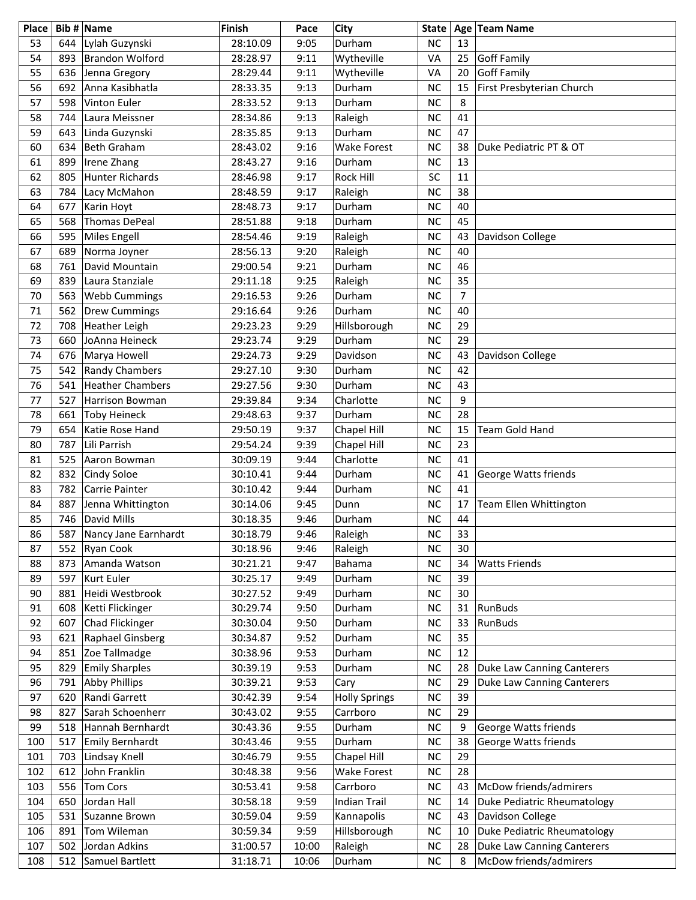| Place | Bib # | Name | Finish | Pace | City | State | Age | Team Name |
|---|---|---|---|---|---|---|---|---|
| 53 | 644 | Lylah Guzynski | 28:10.09 | 9:05 | Durham | NC | 13 | |
| 54 | 893 | Brandon Wolford | 28:28.97 | 9:11 | Wytheville | VA | 25 | Goff Family |
| 55 | 636 | Jenna Gregory | 28:29.44 | 9:11 | Wytheville | VA | 20 | Goff Family |
| 56 | 692 | Anna Kasibhatla | 28:33.35 | 9:13 | Durham | NC | 15 | First Presbyterian Church |
| 57 | 598 | Vinton Euler | 28:33.52 | 9:13 | Durham | NC | 8 | |
| 58 | 744 | Laura Meissner | 28:34.86 | 9:13 | Raleigh | NC | 41 | |
| 59 | 643 | Linda Guzynski | 28:35.85 | 9:13 | Durham | NC | 47 | |
| 60 | 634 | Beth Graham | 28:43.02 | 9:16 | Wake Forest | NC | 38 | Duke Pediatric PT & OT |
| 61 | 899 | Irene Zhang | 28:43.27 | 9:16 | Durham | NC | 13 | |
| 62 | 805 | Hunter Richards | 28:46.98 | 9:17 | Rock Hill | SC | 11 | |
| 63 | 784 | Lacy McMahon | 28:48.59 | 9:17 | Raleigh | NC | 38 | |
| 64 | 677 | Karin Hoyt | 28:48.73 | 9:17 | Durham | NC | 40 | |
| 65 | 568 | Thomas DePeal | 28:51.88 | 9:18 | Durham | NC | 45 | |
| 66 | 595 | Miles Engell | 28:54.46 | 9:19 | Raleigh | NC | 43 | Davidson College |
| 67 | 689 | Norma Joyner | 28:56.13 | 9:20 | Raleigh | NC | 40 | |
| 68 | 761 | David Mountain | 29:00.54 | 9:21 | Durham | NC | 46 | |
| 69 | 839 | Laura Stanziale | 29:11.18 | 9:25 | Raleigh | NC | 35 | |
| 70 | 563 | Webb Cummings | 29:16.53 | 9:26 | Durham | NC | 7 | |
| 71 | 562 | Drew Cummings | 29:16.64 | 9:26 | Durham | NC | 40 | |
| 72 | 708 | Heather Leigh | 29:23.23 | 9:29 | Hillsborough | NC | 29 | |
| 73 | 660 | JoAnna Heineck | 29:23.74 | 9:29 | Durham | NC | 29 | |
| 74 | 676 | Marya Howell | 29:24.73 | 9:29 | Davidson | NC | 43 | Davidson College |
| 75 | 542 | Randy Chambers | 29:27.10 | 9:30 | Durham | NC | 42 | |
| 76 | 541 | Heather Chambers | 29:27.56 | 9:30 | Durham | NC | 43 | |
| 77 | 527 | Harrison Bowman | 29:39.84 | 9:34 | Charlotte | NC | 9 | |
| 78 | 661 | Toby Heineck | 29:48.63 | 9:37 | Durham | NC | 28 | |
| 79 | 654 | Katie Rose Hand | 29:50.19 | 9:37 | Chapel Hill | NC | 15 | Team Gold Hand |
| 80 | 787 | Lili Parrish | 29:54.24 | 9:39 | Chapel Hill | NC | 23 | |
| 81 | 525 | Aaron Bowman | 30:09.19 | 9:44 | Charlotte | NC | 41 | |
| 82 | 832 | Cindy Soloe | 30:10.41 | 9:44 | Durham | NC | 41 | George Watts friends |
| 83 | 782 | Carrie Painter | 30:10.42 | 9:44 | Durham | NC | 41 | |
| 84 | 887 | Jenna Whittington | 30:14.06 | 9:45 | Dunn | NC | 17 | Team Ellen Whittington |
| 85 | 746 | David Mills | 30:18.35 | 9:46 | Durham | NC | 44 | |
| 86 | 587 | Nancy Jane Earnhardt | 30:18.79 | 9:46 | Raleigh | NC | 33 | |
| 87 | 552 | Ryan Cook | 30:18.96 | 9:46 | Raleigh | NC | 30 | |
| 88 | 873 | Amanda Watson | 30:21.21 | 9:47 | Bahama | NC | 34 | Watts Friends |
| 89 | 597 | Kurt Euler | 30:25.17 | 9:49 | Durham | NC | 39 | |
| 90 | 881 | Heidi Westbrook | 30:27.52 | 9:49 | Durham | NC | 30 | |
| 91 | 608 | Ketti Flickinger | 30:29.74 | 9:50 | Durham | NC | 31 | RunBuds |
| 92 | 607 | Chad Flickinger | 30:30.04 | 9:50 | Durham | NC | 33 | RunBuds |
| 93 | 621 | Raphael Ginsberg | 30:34.87 | 9:52 | Durham | NC | 35 | |
| 94 | 851 | Zoe Tallmadge | 30:38.96 | 9:53 | Durham | NC | 12 | |
| 95 | 829 | Emily Sharples | 30:39.19 | 9:53 | Durham | NC | 28 | Duke Law Canning Canterers |
| 96 | 791 | Abby Phillips | 30:39.21 | 9:53 | Cary | NC | 29 | Duke Law Canning Canterers |
| 97 | 620 | Randi Garrett | 30:42.39 | 9:54 | Holly Springs | NC | 39 | |
| 98 | 827 | Sarah Schoenherr | 30:43.02 | 9:55 | Carrboro | NC | 29 | |
| 99 | 518 | Hannah Bernhardt | 30:43.36 | 9:55 | Durham | NC | 9 | George Watts friends |
| 100 | 517 | Emily Bernhardt | 30:43.46 | 9:55 | Durham | NC | 38 | George Watts friends |
| 101 | 703 | Lindsay Knell | 30:46.79 | 9:55 | Chapel Hill | NC | 29 | |
| 102 | 612 | John Franklin | 30:48.38 | 9:56 | Wake Forest | NC | 28 | |
| 103 | 556 | Tom Cors | 30:53.41 | 9:58 | Carrboro | NC | 43 | McDow friends/admirers |
| 104 | 650 | Jordan Hall | 30:58.18 | 9:59 | Indian Trail | NC | 14 | Duke Pediatric Rheumatology |
| 105 | 531 | Suzanne Brown | 30:59.04 | 9:59 | Kannapolis | NC | 43 | Davidson College |
| 106 | 891 | Tom Wileman | 30:59.34 | 9:59 | Hillsborough | NC | 10 | Duke Pediatric Rheumatology |
| 107 | 502 | Jordan Adkins | 31:00.57 | 10:00 | Raleigh | NC | 28 | Duke Law Canning Canterers |
| 108 | 512 | Samuel Bartlett | 31:18.71 | 10:06 | Durham | NC | 8 | McDow friends/admirers |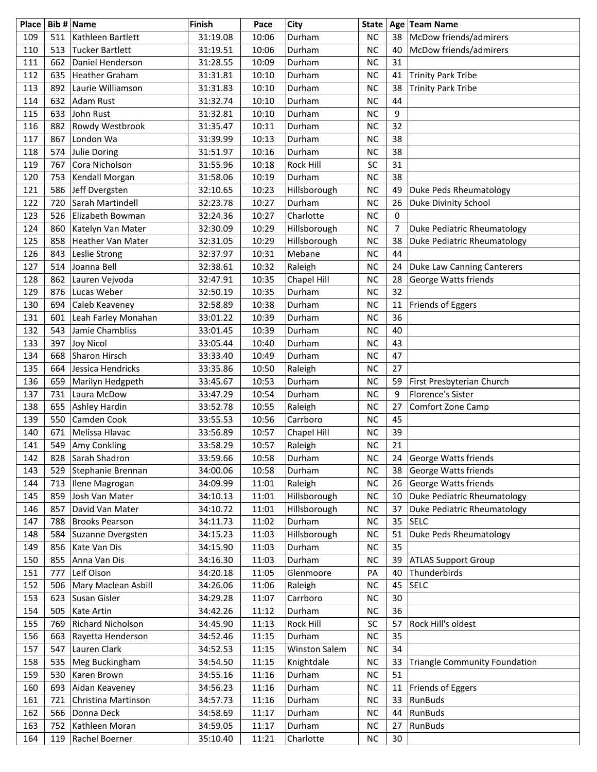| Place | Bib # | Name | Finish | Pace | City | State | Age | Team Name |
| --- | --- | --- | --- | --- | --- | --- | --- | --- |
| 109 | 511 | Kathleen Bartlett | 31:19.08 | 10:06 | Durham | NC | 38 | McDow friends/admirers |
| 110 | 513 | Tucker Bartlett | 31:19.51 | 10:06 | Durham | NC | 40 | McDow friends/admirers |
| 111 | 662 | Daniel Henderson | 31:28.55 | 10:09 | Durham | NC | 31 | |
| 112 | 635 | Heather Graham | 31:31.81 | 10:10 | Durham | NC | 41 | Trinity Park Tribe |
| 113 | 892 | Laurie Williamson | 31:31.83 | 10:10 | Durham | NC | 38 | Trinity Park Tribe |
| 114 | 632 | Adam Rust | 31:32.74 | 10:10 | Durham | NC | 44 | |
| 115 | 633 | John Rust | 31:32.81 | 10:10 | Durham | NC | 9 | |
| 116 | 882 | Rowdy Westbrook | 31:35.47 | 10:11 | Durham | NC | 32 | |
| 117 | 867 | London Wa | 31:39.99 | 10:13 | Durham | NC | 38 | |
| 118 | 574 | Julie Doring | 31:51.97 | 10:16 | Durham | NC | 38 | |
| 119 | 767 | Cora Nicholson | 31:55.96 | 10:18 | Rock Hill | SC | 31 | |
| 120 | 753 | Kendall Morgan | 31:58.06 | 10:19 | Durham | NC | 38 | |
| 121 | 586 | Jeff Dvergsten | 32:10.65 | 10:23 | Hillsborough | NC | 49 | Duke Peds Rheumatology |
| 122 | 720 | Sarah Martindell | 32:23.78 | 10:27 | Durham | NC | 26 | Duke Divinity School |
| 123 | 526 | Elizabeth Bowman | 32:24.36 | 10:27 | Charlotte | NC | 0 | |
| 124 | 860 | Katelyn Van Mater | 32:30.09 | 10:29 | Hillsborough | NC | 7 | Duke Pediatric Rheumatology |
| 125 | 858 | Heather Van Mater | 32:31.05 | 10:29 | Hillsborough | NC | 38 | Duke Pediatric Rheumatology |
| 126 | 843 | Leslie Strong | 32:37.97 | 10:31 | Mebane | NC | 44 | |
| 127 | 514 | Joanna Bell | 32:38.61 | 10:32 | Raleigh | NC | 24 | Duke Law Canning Canterers |
| 128 | 862 | Lauren Vejvoda | 32:47.91 | 10:35 | Chapel Hill | NC | 28 | George Watts friends |
| 129 | 876 | Lucas Weber | 32:50.19 | 10:35 | Durham | NC | 32 | |
| 130 | 694 | Caleb Keaveney | 32:58.89 | 10:38 | Durham | NC | 11 | Friends of Eggers |
| 131 | 601 | Leah Farley Monahan | 33:01.22 | 10:39 | Durham | NC | 36 | |
| 132 | 543 | Jamie Chambliss | 33:01.45 | 10:39 | Durham | NC | 40 | |
| 133 | 397 | Joy Nicol | 33:05.44 | 10:40 | Durham | NC | 43 | |
| 134 | 668 | Sharon Hirsch | 33:33.40 | 10:49 | Durham | NC | 47 | |
| 135 | 664 | Jessica Hendricks | 33:35.86 | 10:50 | Raleigh | NC | 27 | |
| 136 | 659 | Marilyn Hedgpeth | 33:45.67 | 10:53 | Durham | NC | 59 | First Presbyterian Church |
| 137 | 731 | Laura McDow | 33:47.29 | 10:54 | Durham | NC | 9 | Florence's Sister |
| 138 | 655 | Ashley Hardin | 33:52.78 | 10:55 | Raleigh | NC | 27 | Comfort Zone Camp |
| 139 | 550 | Camden Cook | 33:55.53 | 10:56 | Carrboro | NC | 45 | |
| 140 | 671 | Melissa Hlavac | 33:56.89 | 10:57 | Chapel Hill | NC | 39 | |
| 141 | 549 | Amy Conkling | 33:58.29 | 10:57 | Raleigh | NC | 21 | |
| 142 | 828 | Sarah Shadron | 33:59.66 | 10:58 | Durham | NC | 24 | George Watts friends |
| 143 | 529 | Stephanie Brennan | 34:00.06 | 10:58 | Durham | NC | 38 | George Watts friends |
| 144 | 713 | Ilene Magrogan | 34:09.99 | 11:01 | Raleigh | NC | 26 | George Watts friends |
| 145 | 859 | Josh Van Mater | 34:10.13 | 11:01 | Hillsborough | NC | 10 | Duke Pediatric Rheumatology |
| 146 | 857 | David Van Mater | 34:10.72 | 11:01 | Hillsborough | NC | 37 | Duke Pediatric Rheumatology |
| 147 | 788 | Brooks Pearson | 34:11.73 | 11:02 | Durham | NC | 35 | SELC |
| 148 | 584 | Suzanne Dvergsten | 34:15.23 | 11:03 | Hillsborough | NC | 51 | Duke Peds Rheumatology |
| 149 | 856 | Kate Van Dis | 34:15.90 | 11:03 | Durham | NC | 35 | |
| 150 | 855 | Anna Van Dis | 34:16.30 | 11:03 | Durham | NC | 39 | ATLAS Support Group |
| 151 | 777 | Leif Olson | 34:20.18 | 11:05 | Glenmoore | PA | 40 | Thunderbirds |
| 152 | 506 | Mary Maclean Asbill | 34:26.06 | 11:06 | Raleigh | NC | 45 | SELC |
| 153 | 623 | Susan Gisler | 34:29.28 | 11:07 | Carrboro | NC | 30 | |
| 154 | 505 | Kate Artin | 34:42.26 | 11:12 | Durham | NC | 36 | |
| 155 | 769 | Richard Nicholson | 34:45.90 | 11:13 | Rock Hill | SC | 57 | Rock Hill's oldest |
| 156 | 663 | Rayetta Henderson | 34:52.46 | 11:15 | Durham | NC | 35 | |
| 157 | 547 | Lauren Clark | 34:52.53 | 11:15 | Winston Salem | NC | 34 | |
| 158 | 535 | Meg Buckingham | 34:54.50 | 11:15 | Knightdale | NC | 33 | Triangle Community Foundation |
| 159 | 530 | Karen Brown | 34:55.16 | 11:16 | Durham | NC | 51 | |
| 160 | 693 | Aidan Keaveney | 34:56.23 | 11:16 | Durham | NC | 11 | Friends of Eggers |
| 161 | 721 | Christina Martinson | 34:57.73 | 11:16 | Durham | NC | 33 | RunBuds |
| 162 | 566 | Donna Deck | 34:58.69 | 11:17 | Durham | NC | 44 | RunBuds |
| 163 | 752 | Kathleen Moran | 34:59.05 | 11:17 | Durham | NC | 27 | RunBuds |
| 164 | 119 | Rachel Boerner | 35:10.40 | 11:21 | Charlotte | NC | 30 | |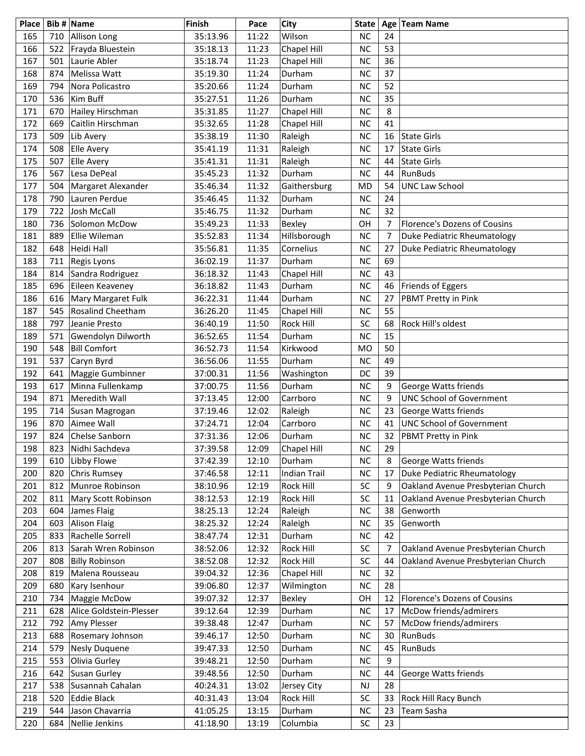| Place | Bib # | Name | Finish | Pace | City | State | Age | Team Name |
|---|---|---|---|---|---|---|---|---|
| 165 | 710 | Allison Long | 35:13.96 | 11:22 | Wilson | NC | 24 | |
| 166 | 522 | Frayda Bluestein | 35:18.13 | 11:23 | Chapel Hill | NC | 53 | |
| 167 | 501 | Laurie Abler | 35:18.74 | 11:23 | Chapel Hill | NC | 36 | |
| 168 | 874 | Melissa Watt | 35:19.30 | 11:24 | Durham | NC | 37 | |
| 169 | 794 | Nora Policastro | 35:20.66 | 11:24 | Durham | NC | 52 | |
| 170 | 536 | Kim Buff | 35:27.51 | 11:26 | Durham | NC | 35 | |
| 171 | 670 | Hailey Hirschman | 35:31.85 | 11:27 | Chapel Hill | NC | 8 | |
| 172 | 669 | Caitlin Hirschman | 35:32.65 | 11:28 | Chapel Hill | NC | 41 | |
| 173 | 509 | Lib Avery | 35:38.19 | 11:30 | Raleigh | NC | 16 | State Girls |
| 174 | 508 | Elle Avery | 35:41.19 | 11:31 | Raleigh | NC | 17 | State Girls |
| 175 | 507 | Elle Avery | 35:41.31 | 11:31 | Raleigh | NC | 44 | State Girls |
| 176 | 567 | Lesa DePeal | 35:45.23 | 11:32 | Durham | NC | 44 | RunBuds |
| 177 | 504 | Margaret Alexander | 35:46.34 | 11:32 | Gaithersburg | MD | 54 | UNC Law School |
| 178 | 790 | Lauren Perdue | 35:46.45 | 11:32 | Durham | NC | 24 | |
| 179 | 722 | Josh McCall | 35:46.75 | 11:32 | Durham | NC | 32 | |
| 180 | 736 | Solomon McDow | 35:49.23 | 11:33 | Bexley | OH | 7 | Florence's Dozens of Cousins |
| 181 | 889 | Ellie Wileman | 35:52.83 | 11:34 | Hillsborough | NC | 7 | Duke Pediatric Rheumatology |
| 182 | 648 | Heidi Hall | 35:56.81 | 11:35 | Cornelius | NC | 27 | Duke Pediatric Rheumatology |
| 183 | 711 | Regis Lyons | 36:02.19 | 11:37 | Durham | NC | 69 | |
| 184 | 814 | Sandra Rodriguez | 36:18.32 | 11:43 | Chapel Hill | NC | 43 | |
| 185 | 696 | Eileen Keaveney | 36:18.82 | 11:43 | Durham | NC | 46 | Friends of Eggers |
| 186 | 616 | Mary Margaret Fulk | 36:22.31 | 11:44 | Durham | NC | 27 | PBMT Pretty in Pink |
| 187 | 545 | Rosalind Cheetham | 36:26.20 | 11:45 | Chapel Hill | NC | 55 | |
| 188 | 797 | Jeanie Presto | 36:40.19 | 11:50 | Rock Hill | SC | 68 | Rock Hill's oldest |
| 189 | 571 | Gwendolyn Dilworth | 36:52.65 | 11:54 | Durham | NC | 15 | |
| 190 | 548 | Bill Comfort | 36:52.73 | 11:54 | Kirkwood | MO | 50 | |
| 191 | 537 | Caryn Byrd | 36:56.06 | 11:55 | Durham | NC | 49 | |
| 192 | 641 | Maggie Gumbinner | 37:00.31 | 11:56 | Washington | DC | 39 | |
| 193 | 617 | Minna Fullenkamp | 37:00.75 | 11:56 | Durham | NC | 9 | George Watts friends |
| 194 | 871 | Meredith Wall | 37:13.45 | 12:00 | Carrboro | NC | 9 | UNC School of Government |
| 195 | 714 | Susan Magrogan | 37:19.46 | 12:02 | Raleigh | NC | 23 | George Watts friends |
| 196 | 870 | Aimee Wall | 37:24.71 | 12:04 | Carrboro | NC | 41 | UNC School of Government |
| 197 | 824 | Chelse Sanborn | 37:31.36 | 12:06 | Durham | NC | 32 | PBMT Pretty in Pink |
| 198 | 823 | Nidhi Sachdeva | 37:39.58 | 12:09 | Chapel Hill | NC | 29 | |
| 199 | 610 | Libby Flowe | 37:42.39 | 12:10 | Durham | NC | 8 | George Watts friends |
| 200 | 820 | Chris Rumsey | 37:46.58 | 12:11 | Indian Trail | NC | 17 | Duke Pediatric Rheumatology |
| 201 | 812 | Munroe Robinson | 38:10.96 | 12:19 | Rock Hill | SC | 9 | Oakland Avenue Presbyterian Church |
| 202 | 811 | Mary Scott Robinson | 38:12.53 | 12:19 | Rock Hill | SC | 11 | Oakland Avenue Presbyterian Church |
| 203 | 604 | James Flaig | 38:25.13 | 12:24 | Raleigh | NC | 38 | Genworth |
| 204 | 603 | Alison Flaig | 38:25.32 | 12:24 | Raleigh | NC | 35 | Genworth |
| 205 | 833 | Rachelle Sorrell | 38:47.74 | 12:31 | Durham | NC | 42 | |
| 206 | 813 | Sarah Wren Robinson | 38:52.06 | 12:32 | Rock Hill | SC | 7 | Oakland Avenue Presbyterian Church |
| 207 | 808 | Billy Robinson | 38:52.08 | 12:32 | Rock Hill | SC | 44 | Oakland Avenue Presbyterian Church |
| 208 | 819 | Malena Rousseau | 39:04.32 | 12:36 | Chapel Hill | NC | 32 | |
| 209 | 680 | Kary Isenhour | 39:06.80 | 12:37 | Wilmington | NC | 28 | |
| 210 | 734 | Maggie McDow | 39:07.32 | 12:37 | Bexley | OH | 12 | Florence's Dozens of Cousins |
| 211 | 628 | Alice Goldstein-Plesser | 39:12.64 | 12:39 | Durham | NC | 17 | McDow friends/admirers |
| 212 | 792 | Amy Plesser | 39:38.48 | 12:47 | Durham | NC | 57 | McDow friends/admirers |
| 213 | 688 | Rosemary Johnson | 39:46.17 | 12:50 | Durham | NC | 30 | RunBuds |
| 214 | 579 | Nesly Duquene | 39:47.33 | 12:50 | Durham | NC | 45 | RunBuds |
| 215 | 553 | Olivia Gurley | 39:48.21 | 12:50 | Durham | NC | 9 | |
| 216 | 642 | Susan Gurley | 39:48.56 | 12:50 | Durham | NC | 44 | George Watts friends |
| 217 | 538 | Susannah Cahalan | 40:24.31 | 13:02 | Jersey City | NJ | 28 | |
| 218 | 520 | Eddie Black | 40:31.43 | 13:04 | Rock Hill | SC | 33 | Rock Hill Racy Bunch |
| 219 | 544 | Jason Chavarria | 41:05.25 | 13:15 | Durham | NC | 23 | Team Sasha |
| 220 | 684 | Nellie Jenkins | 41:18.90 | 13:19 | Columbia | SC | 23 | |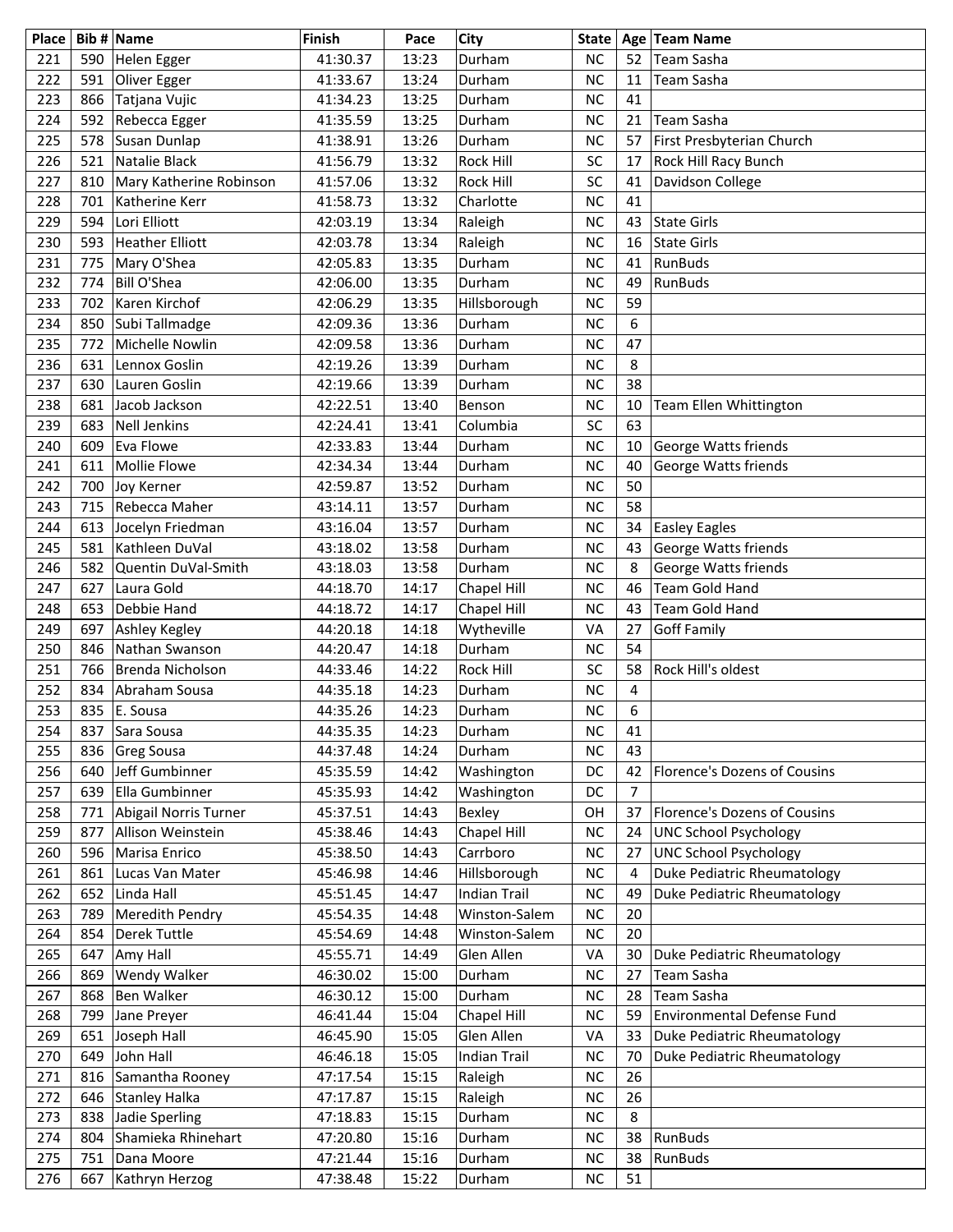| Place | Bib # | Name | Finish | Pace | City | State | Age | Team Name |
|---|---|---|---|---|---|---|---|---|
| 221 | 590 | Helen Egger | 41:30.37 | 13:23 | Durham | NC | 52 | Team Sasha |
| 222 | 591 | Oliver Egger | 41:33.67 | 13:24 | Durham | NC | 11 | Team Sasha |
| 223 | 866 | Tatjana Vujic | 41:34.23 | 13:25 | Durham | NC | 41 | |
| 224 | 592 | Rebecca Egger | 41:35.59 | 13:25 | Durham | NC | 21 | Team Sasha |
| 225 | 578 | Susan Dunlap | 41:38.91 | 13:26 | Durham | NC | 57 | First Presbyterian Church |
| 226 | 521 | Natalie Black | 41:56.79 | 13:32 | Rock Hill | SC | 17 | Rock Hill Racy Bunch |
| 227 | 810 | Mary Katherine Robinson | 41:57.06 | 13:32 | Rock Hill | SC | 41 | Davidson College |
| 228 | 701 | Katherine Kerr | 41:58.73 | 13:32 | Charlotte | NC | 41 | |
| 229 | 594 | Lori Elliott | 42:03.19 | 13:34 | Raleigh | NC | 43 | State Girls |
| 230 | 593 | Heather Elliott | 42:03.78 | 13:34 | Raleigh | NC | 16 | State Girls |
| 231 | 775 | Mary O'Shea | 42:05.83 | 13:35 | Durham | NC | 41 | RunBuds |
| 232 | 774 | Bill O'Shea | 42:06.00 | 13:35 | Durham | NC | 49 | RunBuds |
| 233 | 702 | Karen Kirchof | 42:06.29 | 13:35 | Hillsborough | NC | 59 | |
| 234 | 850 | Subi Tallmadge | 42:09.36 | 13:36 | Durham | NC | 6 | |
| 235 | 772 | Michelle Nowlin | 42:09.58 | 13:36 | Durham | NC | 47 | |
| 236 | 631 | Lennox Goslin | 42:19.26 | 13:39 | Durham | NC | 8 | |
| 237 | 630 | Lauren Goslin | 42:19.66 | 13:39 | Durham | NC | 38 | |
| 238 | 681 | Jacob Jackson | 42:22.51 | 13:40 | Benson | NC | 10 | Team Ellen Whittington |
| 239 | 683 | Nell Jenkins | 42:24.41 | 13:41 | Columbia | SC | 63 | |
| 240 | 609 | Eva Flowe | 42:33.83 | 13:44 | Durham | NC | 10 | George Watts friends |
| 241 | 611 | Mollie Flowe | 42:34.34 | 13:44 | Durham | NC | 40 | George Watts friends |
| 242 | 700 | Joy Kerner | 42:59.87 | 13:52 | Durham | NC | 50 | |
| 243 | 715 | Rebecca Maher | 43:14.11 | 13:57 | Durham | NC | 58 | |
| 244 | 613 | Jocelyn Friedman | 43:16.04 | 13:57 | Durham | NC | 34 | Easley Eagles |
| 245 | 581 | Kathleen DuVal | 43:18.02 | 13:58 | Durham | NC | 43 | George Watts friends |
| 246 | 582 | Quentin DuVal-Smith | 43:18.03 | 13:58 | Durham | NC | 8 | George Watts friends |
| 247 | 627 | Laura Gold | 44:18.70 | 14:17 | Chapel Hill | NC | 46 | Team Gold Hand |
| 248 | 653 | Debbie Hand | 44:18.72 | 14:17 | Chapel Hill | NC | 43 | Team Gold Hand |
| 249 | 697 | Ashley Kegley | 44:20.18 | 14:18 | Wytheville | VA | 27 | Goff Family |
| 250 | 846 | Nathan Swanson | 44:20.47 | 14:18 | Durham | NC | 54 | |
| 251 | 766 | Brenda Nicholson | 44:33.46 | 14:22 | Rock Hill | SC | 58 | Rock Hill's oldest |
| 252 | 834 | Abraham Sousa | 44:35.18 | 14:23 | Durham | NC | 4 | |
| 253 | 835 | E. Sousa | 44:35.26 | 14:23 | Durham | NC | 6 | |
| 254 | 837 | Sara Sousa | 44:35.35 | 14:23 | Durham | NC | 41 | |
| 255 | 836 | Greg Sousa | 44:37.48 | 14:24 | Durham | NC | 43 | |
| 256 | 640 | Jeff Gumbinner | 45:35.59 | 14:42 | Washington | DC | 42 | Florence's Dozens of Cousins |
| 257 | 639 | Ella Gumbinner | 45:35.93 | 14:42 | Washington | DC | 7 | |
| 258 | 771 | Abigail Norris Turner | 45:37.51 | 14:43 | Bexley | OH | 37 | Florence's Dozens of Cousins |
| 259 | 877 | Allison Weinstein | 45:38.46 | 14:43 | Chapel Hill | NC | 24 | UNC School Psychology |
| 260 | 596 | Marisa Enrico | 45:38.50 | 14:43 | Carrboro | NC | 27 | UNC School Psychology |
| 261 | 861 | Lucas Van Mater | 45:46.98 | 14:46 | Hillsborough | NC | 4 | Duke Pediatric Rheumatology |
| 262 | 652 | Linda Hall | 45:51.45 | 14:47 | Indian Trail | NC | 49 | Duke Pediatric Rheumatology |
| 263 | 789 | Meredith Pendry | 45:54.35 | 14:48 | Winston-Salem | NC | 20 | |
| 264 | 854 | Derek Tuttle | 45:54.69 | 14:48 | Winston-Salem | NC | 20 | |
| 265 | 647 | Amy Hall | 45:55.71 | 14:49 | Glen Allen | VA | 30 | Duke Pediatric Rheumatology |
| 266 | 869 | Wendy Walker | 46:30.02 | 15:00 | Durham | NC | 27 | Team Sasha |
| 267 | 868 | Ben Walker | 46:30.12 | 15:00 | Durham | NC | 28 | Team Sasha |
| 268 | 799 | Jane Preyer | 46:41.44 | 15:04 | Chapel Hill | NC | 59 | Environmental Defense Fund |
| 269 | 651 | Joseph Hall | 46:45.90 | 15:05 | Glen Allen | VA | 33 | Duke Pediatric Rheumatology |
| 270 | 649 | John Hall | 46:46.18 | 15:05 | Indian Trail | NC | 70 | Duke Pediatric Rheumatology |
| 271 | 816 | Samantha Rooney | 47:17.54 | 15:15 | Raleigh | NC | 26 | |
| 272 | 646 | Stanley Halka | 47:17.87 | 15:15 | Raleigh | NC | 26 | |
| 273 | 838 | Jadie Sperling | 47:18.83 | 15:15 | Durham | NC | 8 | |
| 274 | 804 | Shamieka Rhinehart | 47:20.80 | 15:16 | Durham | NC | 38 | RunBuds |
| 275 | 751 | Dana Moore | 47:21.44 | 15:16 | Durham | NC | 38 | RunBuds |
| 276 | 667 | Kathryn Herzog | 47:38.48 | 15:22 | Durham | NC | 51 | |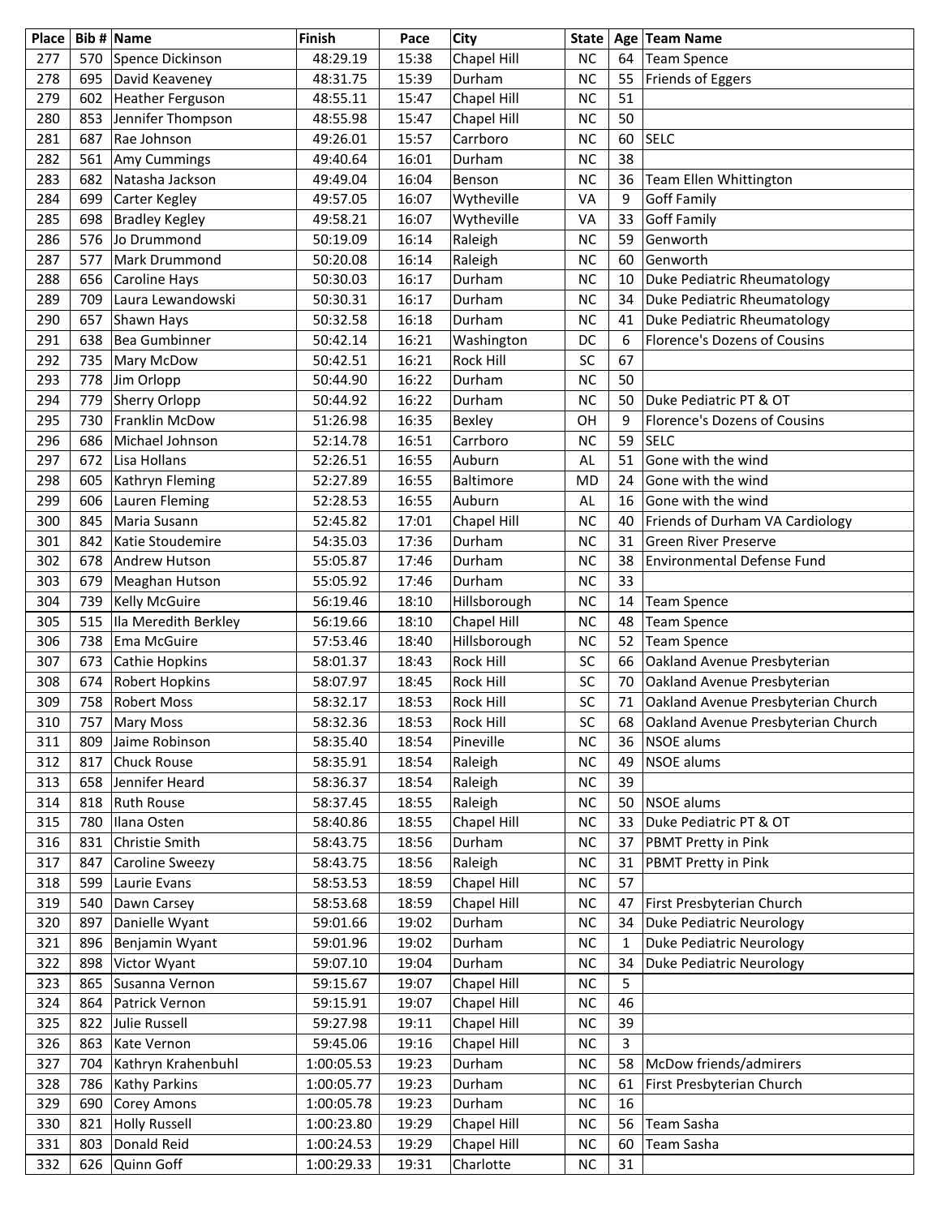| Place | Bib # | Name | Finish | Pace | City | State | Age | Team Name |
|---|---|---|---|---|---|---|---|---|
| 277 | 570 | Spence Dickinson | 48:29.19 | 15:38 | Chapel Hill | NC | 64 | Team Spence |
| 278 | 695 | David Keaveney | 48:31.75 | 15:39 | Durham | NC | 55 | Friends of Eggers |
| 279 | 602 | Heather Ferguson | 48:55.11 | 15:47 | Chapel Hill | NC | 51 | |
| 280 | 853 | Jennifer Thompson | 48:55.98 | 15:47 | Chapel Hill | NC | 50 | |
| 281 | 687 | Rae Johnson | 49:26.01 | 15:57 | Carrboro | NC | 60 | SELC |
| 282 | 561 | Amy Cummings | 49:40.64 | 16:01 | Durham | NC | 38 | |
| 283 | 682 | Natasha Jackson | 49:49.04 | 16:04 | Benson | NC | 36 | Team Ellen Whittington |
| 284 | 699 | Carter Kegley | 49:57.05 | 16:07 | Wytheville | VA | 9 | Goff Family |
| 285 | 698 | Bradley Kegley | 49:58.21 | 16:07 | Wytheville | VA | 33 | Goff Family |
| 286 | 576 | Jo Drummond | 50:19.09 | 16:14 | Raleigh | NC | 59 | Genworth |
| 287 | 577 | Mark Drummond | 50:20.08 | 16:14 | Raleigh | NC | 60 | Genworth |
| 288 | 656 | Caroline Hays | 50:30.03 | 16:17 | Durham | NC | 10 | Duke Pediatric Rheumatology |
| 289 | 709 | Laura Lewandowski | 50:30.31 | 16:17 | Durham | NC | 34 | Duke Pediatric Rheumatology |
| 290 | 657 | Shawn Hays | 50:32.58 | 16:18 | Durham | NC | 41 | Duke Pediatric Rheumatology |
| 291 | 638 | Bea Gumbinner | 50:42.14 | 16:21 | Washington | DC | 6 | Florence's Dozens of Cousins |
| 292 | 735 | Mary McDow | 50:42.51 | 16:21 | Rock Hill | SC | 67 | |
| 293 | 778 | Jim Orlopp | 50:44.90 | 16:22 | Durham | NC | 50 | |
| 294 | 779 | Sherry Orlopp | 50:44.92 | 16:22 | Durham | NC | 50 | Duke Pediatric PT & OT |
| 295 | 730 | Franklin McDow | 51:26.98 | 16:35 | Bexley | OH | 9 | Florence's Dozens of Cousins |
| 296 | 686 | Michael Johnson | 52:14.78 | 16:51 | Carrboro | NC | 59 | SELC |
| 297 | 672 | Lisa Hollans | 52:26.51 | 16:55 | Auburn | AL | 51 | Gone with the wind |
| 298 | 605 | Kathryn Fleming | 52:27.89 | 16:55 | Baltimore | MD | 24 | Gone with the wind |
| 299 | 606 | Lauren Fleming | 52:28.53 | 16:55 | Auburn | AL | 16 | Gone with the wind |
| 300 | 845 | Maria Susann | 52:45.82 | 17:01 | Chapel Hill | NC | 40 | Friends of Durham VA Cardiology |
| 301 | 842 | Katie Stoudemire | 54:35.03 | 17:36 | Durham | NC | 31 | Green River Preserve |
| 302 | 678 | Andrew Hutson | 55:05.87 | 17:46 | Durham | NC | 38 | Environmental Defense Fund |
| 303 | 679 | Meaghan Hutson | 55:05.92 | 17:46 | Durham | NC | 33 | |
| 304 | 739 | Kelly McGuire | 56:19.46 | 18:10 | Hillsborough | NC | 14 | Team Spence |
| 305 | 515 | Ila Meredith Berkley | 56:19.66 | 18:10 | Chapel Hill | NC | 48 | Team Spence |
| 306 | 738 | Ema McGuire | 57:53.46 | 18:40 | Hillsborough | NC | 52 | Team Spence |
| 307 | 673 | Cathie Hopkins | 58:01.37 | 18:43 | Rock Hill | SC | 66 | Oakland Avenue Presbyterian |
| 308 | 674 | Robert Hopkins | 58:07.97 | 18:45 | Rock Hill | SC | 70 | Oakland Avenue Presbyterian |
| 309 | 758 | Robert Moss | 58:32.17 | 18:53 | Rock Hill | SC | 71 | Oakland Avenue Presbyterian Church |
| 310 | 757 | Mary Moss | 58:32.36 | 18:53 | Rock Hill | SC | 68 | Oakland Avenue Presbyterian Church |
| 311 | 809 | Jaime Robinson | 58:35.40 | 18:54 | Pineville | NC | 36 | NSOE alums |
| 312 | 817 | Chuck Rouse | 58:35.91 | 18:54 | Raleigh | NC | 49 | NSOE alums |
| 313 | 658 | Jennifer Heard | 58:36.37 | 18:54 | Raleigh | NC | 39 | |
| 314 | 818 | Ruth Rouse | 58:37.45 | 18:55 | Raleigh | NC | 50 | NSOE alums |
| 315 | 780 | Ilana Osten | 58:40.86 | 18:55 | Chapel Hill | NC | 33 | Duke Pediatric PT & OT |
| 316 | 831 | Christie Smith | 58:43.75 | 18:56 | Durham | NC | 37 | PBMT Pretty in Pink |
| 317 | 847 | Caroline Sweezy | 58:43.75 | 18:56 | Raleigh | NC | 31 | PBMT Pretty in Pink |
| 318 | 599 | Laurie Evans | 58:53.53 | 18:59 | Chapel Hill | NC | 57 | |
| 319 | 540 | Dawn Carsey | 58:53.68 | 18:59 | Chapel Hill | NC | 47 | First Presbyterian Church |
| 320 | 897 | Danielle Wyant | 59:01.66 | 19:02 | Durham | NC | 34 | Duke Pediatric Neurology |
| 321 | 896 | Benjamin Wyant | 59:01.96 | 19:02 | Durham | NC | 1 | Duke Pediatric Neurology |
| 322 | 898 | Victor Wyant | 59:07.10 | 19:04 | Durham | NC | 34 | Duke Pediatric Neurology |
| 323 | 865 | Susanna Vernon | 59:15.67 | 19:07 | Chapel Hill | NC | 5 | |
| 324 | 864 | Patrick Vernon | 59:15.91 | 19:07 | Chapel Hill | NC | 46 | |
| 325 | 822 | Julie Russell | 59:27.98 | 19:11 | Chapel Hill | NC | 39 | |
| 326 | 863 | Kate Vernon | 59:45.06 | 19:16 | Chapel Hill | NC | 3 | |
| 327 | 704 | Kathryn Krahenbuhl | 1:00:05.53 | 19:23 | Durham | NC | 58 | McDow friends/admirers |
| 328 | 786 | Kathy Parkins | 1:00:05.77 | 19:23 | Durham | NC | 61 | First Presbyterian Church |
| 329 | 690 | Corey Amons | 1:00:05.78 | 19:23 | Durham | NC | 16 | |
| 330 | 821 | Holly Russell | 1:00:23.80 | 19:29 | Chapel Hill | NC | 56 | Team Sasha |
| 331 | 803 | Donald Reid | 1:00:24.53 | 19:29 | Chapel Hill | NC | 60 | Team Sasha |
| 332 | 626 | Quinn Goff | 1:00:29.33 | 19:31 | Charlotte | NC | 31 | |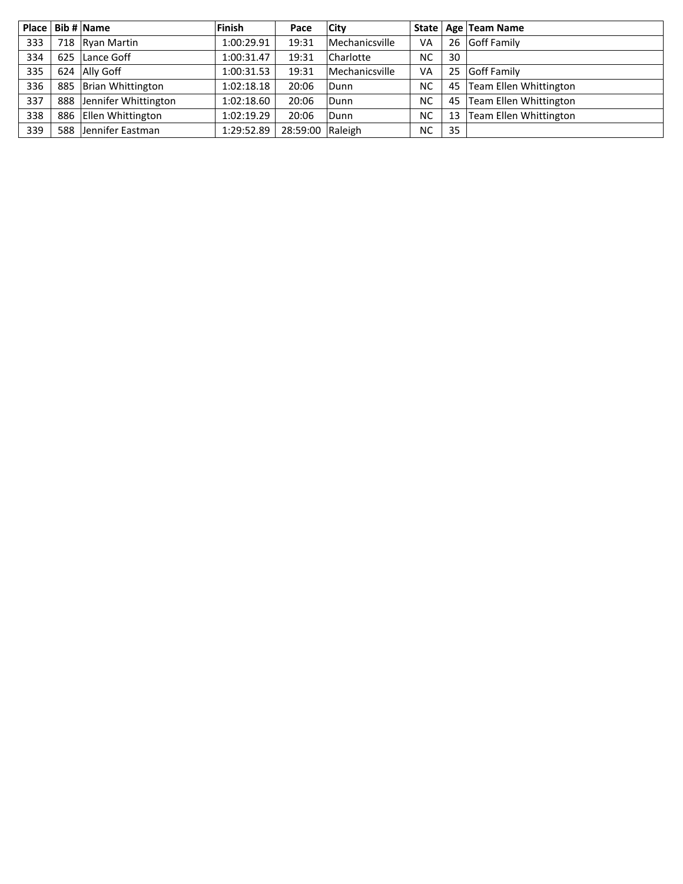| Place | Bib # | Name | Finish | Pace | City | State | Age | Team Name |
|---|---|---|---|---|---|---|---|---|
| 333 | 718 | Ryan Martin | 1:00:29.91 | 19:31 | Mechanicsville | VA | 26 | Goff Family |
| 334 | 625 | Lance Goff | 1:00:31.47 | 19:31 | Charlotte | NC | 30 | |
| 335 | 624 | Ally Goff | 1:00:31.53 | 19:31 | Mechanicsville | VA | 25 | Goff Family |
| 336 | 885 | Brian Whittington | 1:02:18.18 | 20:06 | Dunn | NC | 45 | Team Ellen Whittington |
| 337 | 888 | Jennifer Whittington | 1:02:18.60 | 20:06 | Dunn | NC | 45 | Team Ellen Whittington |
| 338 | 886 | Ellen Whittington | 1:02:19.29 | 20:06 | Dunn | NC | 13 | Team Ellen Whittington |
| 339 | 588 | Jennifer Eastman | 1:29:52.89 | 28:59:00 | Raleigh | NC | 35 | |